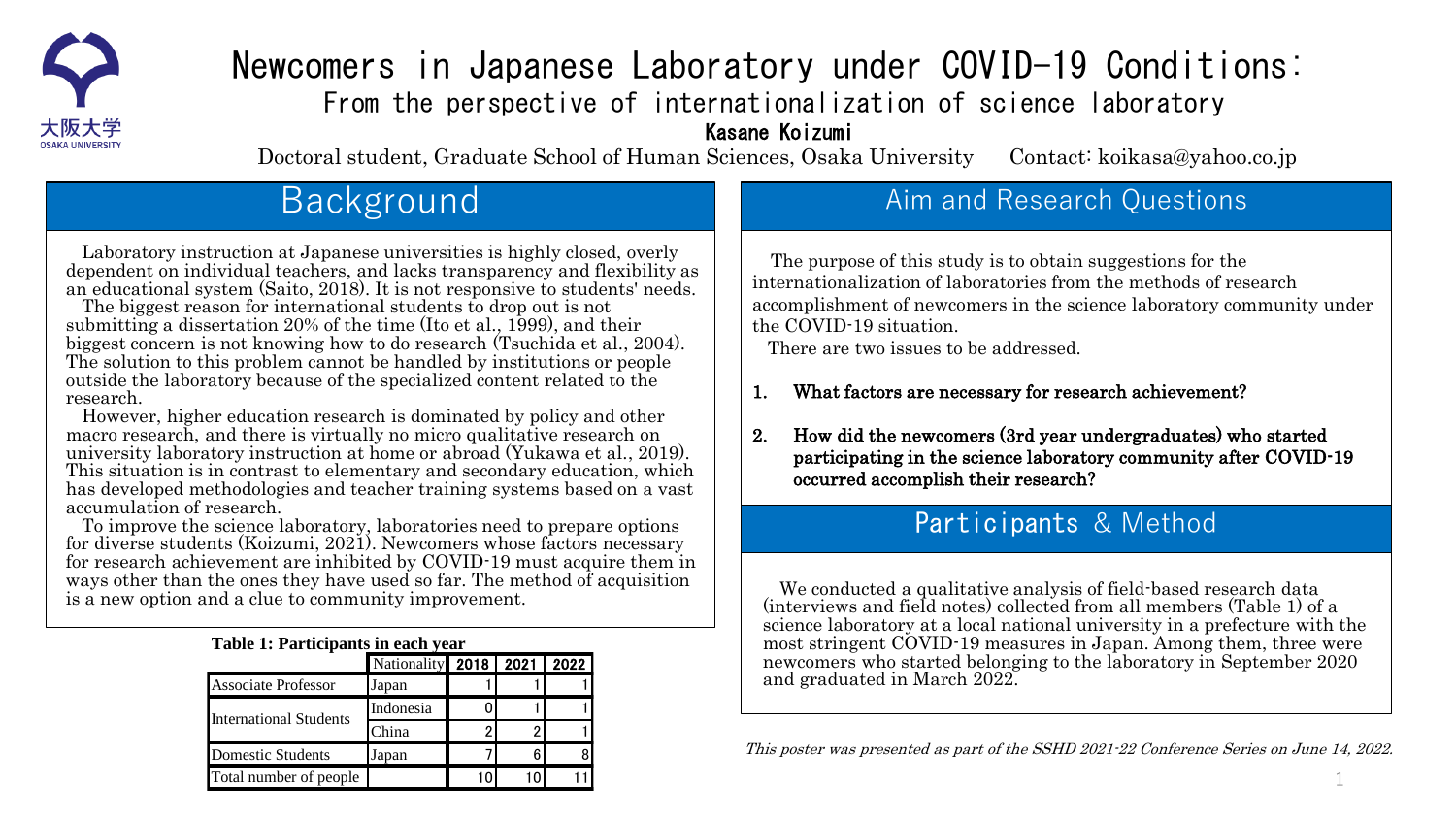# Newcomers in Japanese Laboratory under COVID-19 Conditions:

### From the perspective of internationalization of science laboratory

**Kasane Koizumi**

Doctoral student, Graduate School of Human Sciences, Osaka University　Contact: koikasa@yahoo.co.jp

## Background

Laboratory instruction at Japanese universities is highly closed, overly dependent on individual teachers, and lacks transparency and flexibility as an educational system (Saito, 2018). It is not responsive to students' needs.

The biggest reason for international students to drop out is not submitting a dissertation 20% of the time (Ito et al., 1999), and their biggest concern is not knowing how to do research (Tsuchida et al., 2004). The solution to this problem cannot be handled by institutions or people outside the laboratory because of the specialized content related to the research.

However, higher education research is dominated by policy and other macro research, and there is virtually no micro qualitative research on university laboratory instruction at home or abroad (Yukawa et al., 2019). This situation is in contrast to elementary and secondary education, which has developed methodologies and teacher training systems based on a vast accumulation of research.

To improve the science laboratory, laboratories need to prepare options for diverse students (Koizumi, 2021). Newcomers whose factors necessary for research achievement are inhibited by COVID-19 must acquire them in ways other than the ones they have used so far. The method of acquisition is a new option and a clue to community improvement.

**Table 1: Participants in each year**

| | Nationality | 2018 | 2021 | 2022 |
|---|---|---|---|---|
| Associate Professor | Japan | 1 | 1 | 1 |
| International Students | Indonesia | 0 | 1 | 1 |
| | China | 2 | 2 | 1 |
| Domestic Students | Japan | 7 | 6 | 8 |
| Total number of people | | 10 | 10 | 11 |

## Aim and Research Questions

The purpose of this study is to obtain suggestions for the internationalization of laboratories from the methods of research accomplishment of newcomers in the science laboratory community under the COVID-19 situation.

There are two issues to be addressed.

1. **What factors are necessary for research achievement?**
2. **How did the newcomers (3rd year undergraduates) who started participating in the science laboratory community after COVID-19 occurred accomplish their research?**

## Participants & Method

We conducted a qualitative analysis of field-based research data (interviews and field notes) collected from all members (Table 1) of a science laboratory at a local national university in a prefecture with the most stringent COVID-19 measures in Japan. Among them, three were newcomers who started belonging to the laboratory in September 2020 and graduated in March 2022.

*This poster was presented as part of the SSHD 2021-22 Conference Series on June 14, 2022.*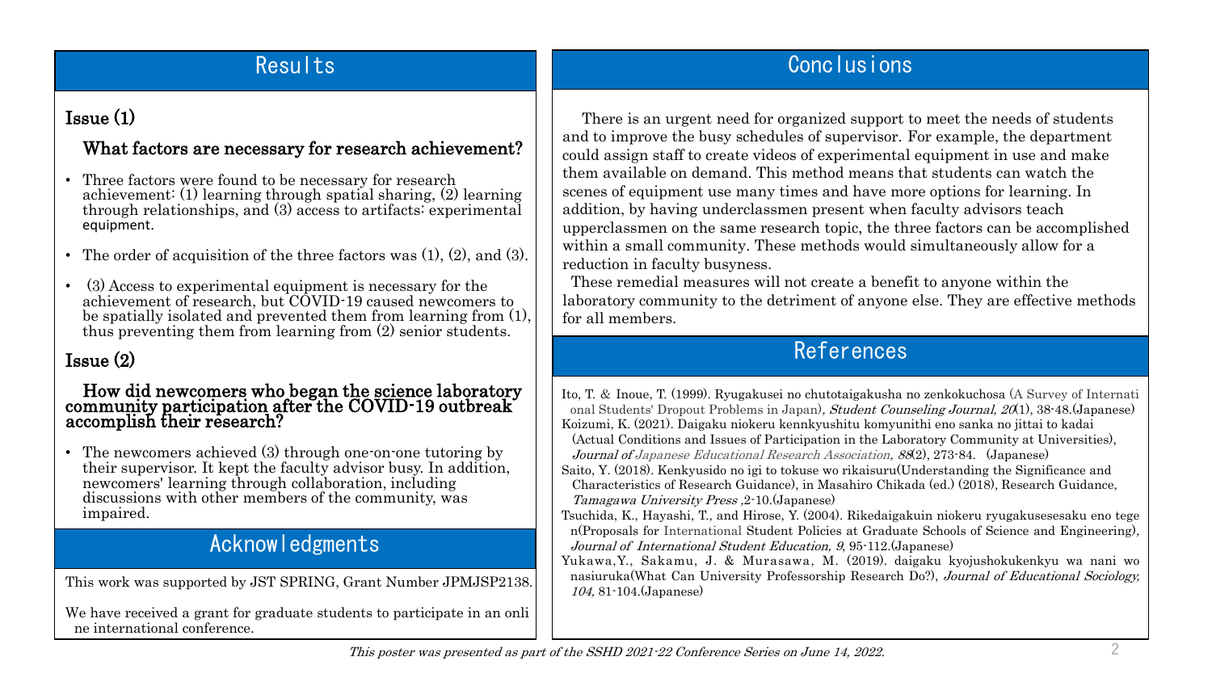## Results

### Issue (1)

**What factors are necessary for research achievement?**

- Three factors were found to be necessary for research achievement: (1) learning through spatial sharing, (2) learning through relationships, and (3) access to artifacts: experimental equipment.
- The order of acquisition of the three factors was (1), (2), and (3).
- (3) Access to experimental equipment is necessary for the achievement of research, but COVID-19 caused newcomers to be spatially isolated and prevented them from learning from (1), thus preventing them from learning from (2) senior students.

### Issue (2)

**How did newcomers who began the science laboratory community participation after the COVID-19 outbreak accomplish their research?**

- The newcomers achieved (3) through one-on-one tutoring by their supervisor. It kept the faculty advisor busy. In addition, newcomers' learning through collaboration, including discussions with other members of the community, was impaired.

## Acknowledgments

This work was supported by JST SPRING, Grant Number JPMJSP2138.

We have received a grant for graduate students to participate in an online international conference.

## Conclusions

There is an urgent need for organized support to meet the needs of students and to improve the busy schedules of supervisor. For example, the department could assign staff to create videos of experimental equipment in use and make them available on demand. This method means that students can watch the scenes of equipment use many times and have more options for learning. In addition, by having underclassmen present when faculty advisors teach upperclassmen on the same research topic, the three factors can be accomplished within a small community. These methods would simultaneously allow for a reduction in faculty busyness.

These remedial measures will not create a benefit to anyone within the laboratory community to the detriment of anyone else. They are effective methods for all members.

## References

Ito, T. & Inoue, T. (1999). Ryugakusei no chutotaigakusha no zenkokuchosa (A Survey of International Students' Dropout Problems in Japan), *Student Counseling Journal, 20*(1), 38-48.(Japanese)

Koizumi, K. (2021). Daigaku niokeru kennkyushitu komyunithi eno sanka no jittai to kadai (Actual Conditions and Issues of Participation in the Laboratory Community at Universities), *Journal of Japanese Educational Research Association, 88*(2), 273-84. (Japanese)

Saito, Y. (2018). Kenkyusido no igi to tokuse wo rikaisuru(Understanding the Significance and Characteristics of Research Guidance), in Masahiro Chikada (ed.) (2018), Research Guidance, *Tamagawa University Press* ,2-10.(Japanese)

Tsuchida, K., Hayashi, T., and Hirose, Y. (2004). Rikedaigakuin niokeru ryugakusesesaku eno tegen(Proposals for International Student Policies at Graduate Schools of Science and Engineering), *Journal of International Student Education, 9*, 95-112.(Japanese)

Yukawa,Y., Sakamu, J. & Murasawa, M. (2019). daigaku kyojushokukenkyu wa nani wo nasiuruka(What Can University Professorship Research Do?), *Journal of Educational Sociology, 104,* 81-104.(Japanese)

*This poster was presented as part of the SSHD 2021-22 Conference Series on June 14, 2022.*